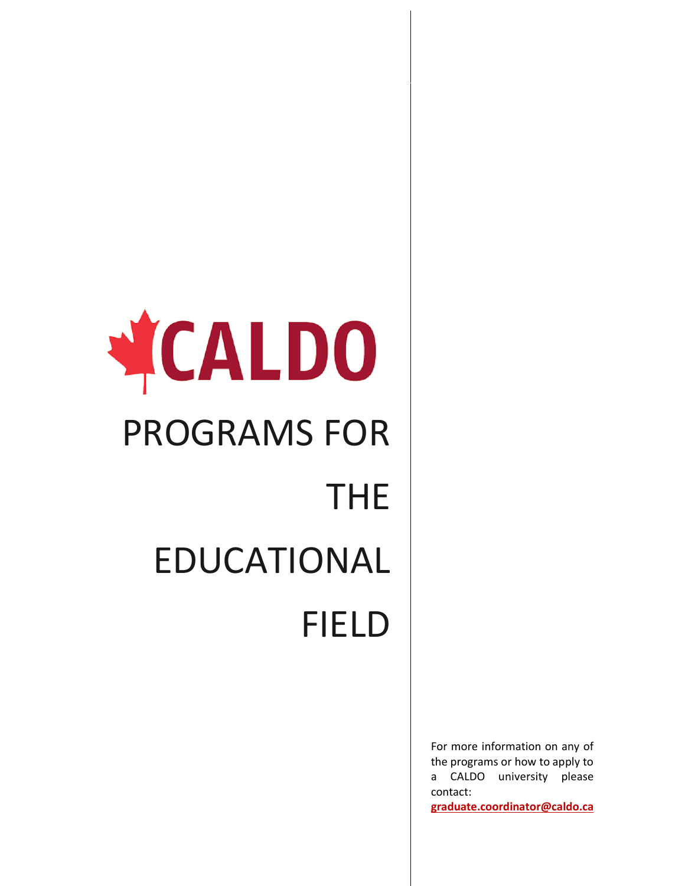# CALDO

# PROGRAMS FOR THE EDUCATIONAL FIELD

For more information on any of the programs or how to apply to a CALDO university please contact:

**graduate.coordinator@caldo.ca**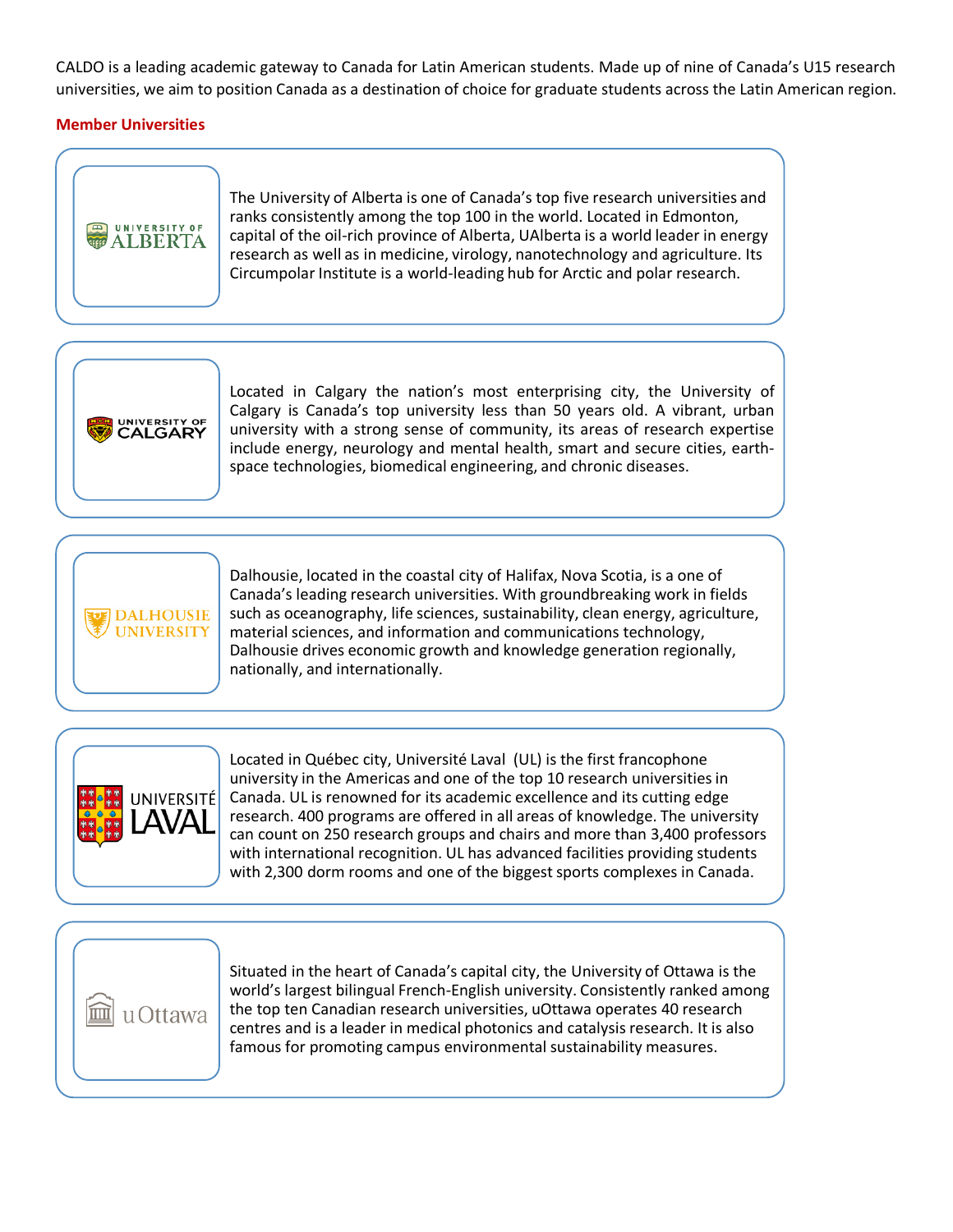CALDO is a leading academic gateway to Canada for Latin American students. Made up of nine of Canada's U15 research universities, we aim to position Canada as a destination of choice for graduate students across the Latin American region.

## Member Universities

**UNIVERSITY OF ALBERTA**

The University of Alberta is one of Canada's top five research universities and ranks consistently among the top 100 in the world. Located in Edmonton, capital of the oil-rich province of Alberta, UAlberta is a world leader in energy research as well as in medicine, virology, nanotechnology and agriculture. Its Circumpolar Institute is a world-leading hub for Arctic and polar research.

**UNIVERSITY OF CALGARY**

Located in Calgary the nation's most enterprising city, the University of Calgary is Canada's top university less than 50 years old. A vibrant, urban university with a strong sense of community, its areas of research expertise include energy, neurology and mental health, smart and secure cities, earth-space technologies, biomedical engineering, and chronic diseases.

**DALHOUSIE UNIVERSITY**

Dalhousie, located in the coastal city of Halifax, Nova Scotia, is a one of Canada's leading research universities. With groundbreaking work in fields such as oceanography, life sciences, sustainability, clean energy, agriculture, material sciences, and information and communications technology, Dalhousie drives economic growth and knowledge generation regionally, nationally, and internationally.

**UNIVERSITÉ LAVAL**

Located in Québec city, Université Laval (UL) is the first francophone university in the Americas and one of the top 10 research universities in Canada. UL is renowned for its academic excellence and its cutting edge research. 400 programs are offered in all areas of knowledge. The university can count on 250 research groups and chairs and more than 3,400 professors with international recognition. UL has advanced facilities providing students with 2,300 dorm rooms and one of the biggest sports complexes in Canada.

**uOttawa**

Situated in the heart of Canada's capital city, the University of Ottawa is the world's largest bilingual French-English university. Consistently ranked among the top ten Canadian research universities, uOttawa operates 40 research centres and is a leader in medical photonics and catalysis research. It is also famous for promoting campus environmental sustainability measures.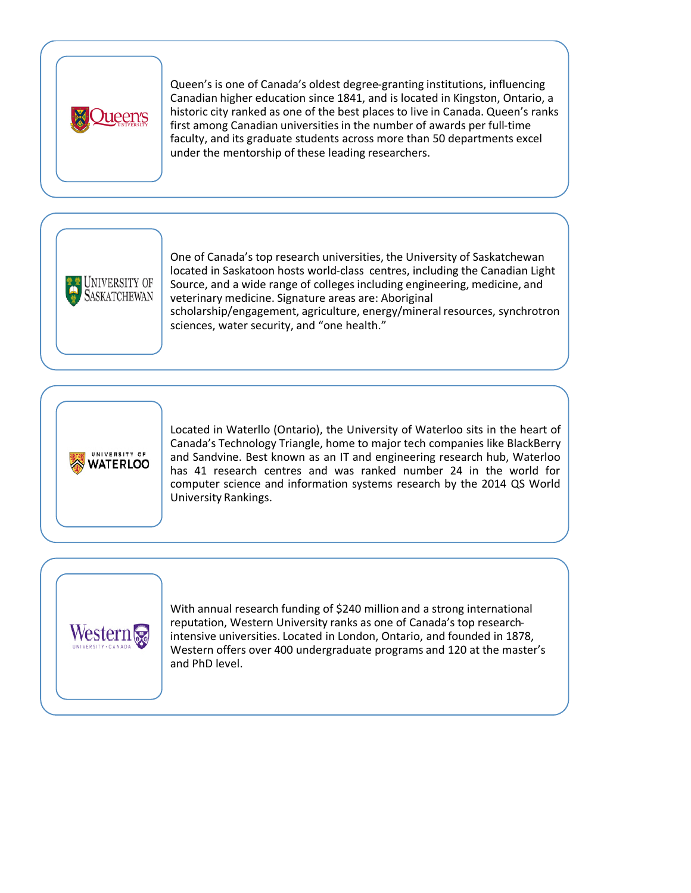Queen's is one of Canada's oldest degree-granting institutions, influencing Canadian higher education since 1841, and is located in Kingston, Ontario, a historic city ranked as one of the best places to live in Canada. Queen's ranks first among Canadian universities in the number of awards per full-time faculty, and its graduate students across more than 50 departments excel under the mentorship of these leading researchers.

One of Canada's top research universities, the University of Saskatchewan located in Saskatoon hosts world-class centres, including the Canadian Light Source, and a wide range of colleges including engineering, medicine, and veterinary medicine. Signature areas are: Aboriginal scholarship/engagement, agriculture, energy/mineral resources, synchrotron sciences, water security, and "one health."

Located in Waterllo (Ontario), the University of Waterloo sits in the heart of Canada's Technology Triangle, home to major tech companies like BlackBerry and Sandvine. Best known as an IT and engineering research hub, Waterloo has 41 research centres and was ranked number 24 in the world for computer science and information systems research by the 2014 QS World University Rankings.

With annual research funding of $240 million and a strong international reputation, Western University ranks as one of Canada's top research-intensive universities. Located in London, Ontario, and founded in 1878, Western offers over 400 undergraduate programs and 120 at the master's and PhD level.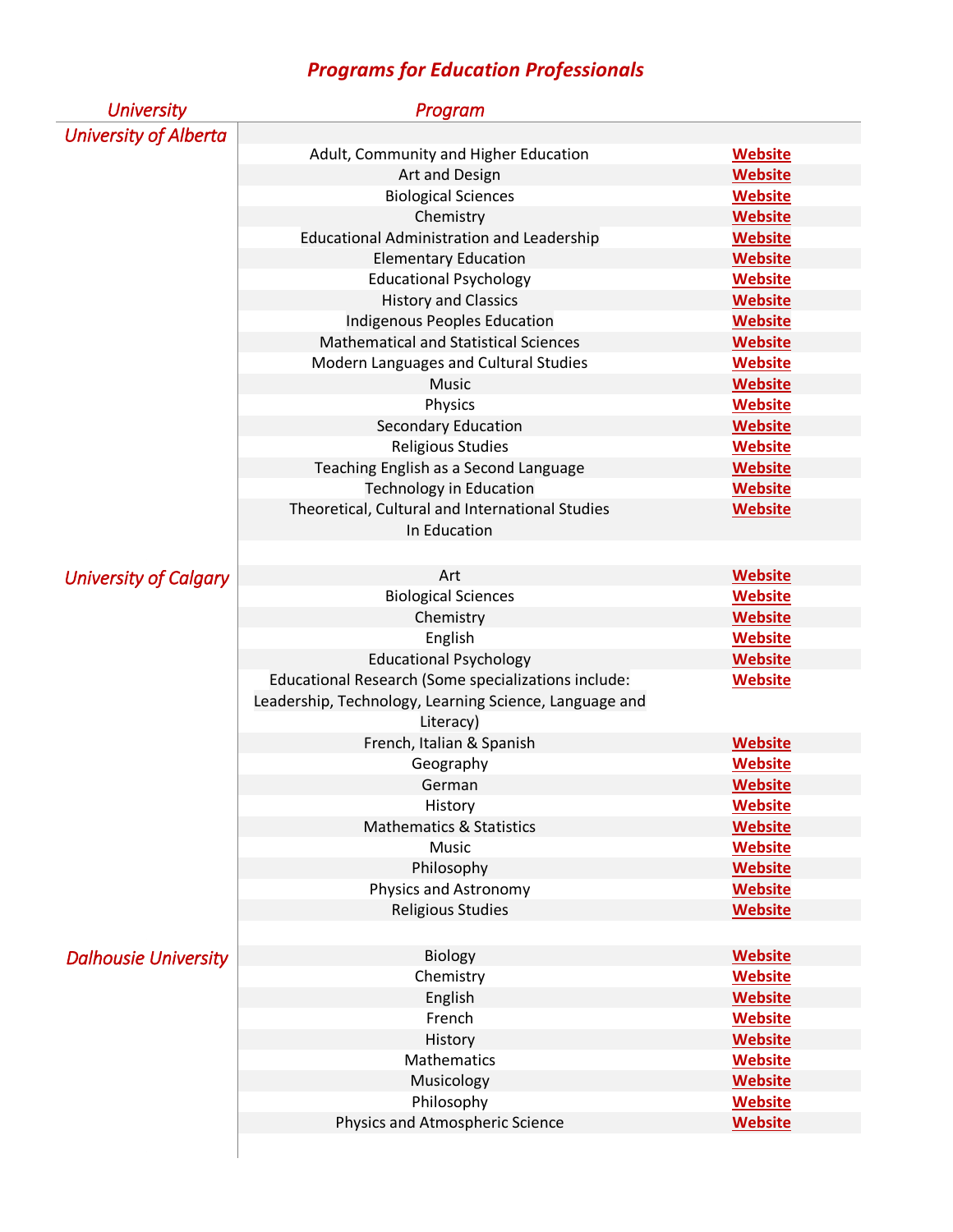# *Programs for Education Professionals*

| University | Program | |
|---|---|---|
| *University of Alberta* | | |
| | Adult, Community and Higher Education | **Website** |
| | Art and Design | **Website** |
| | Biological Sciences | **Website** |
| | Chemistry | **Website** |
| | Educational Administration and Leadership | **Website** |
| | Elementary Education | **Website** |
| | Educational Psychology | **Website** |
| | History and Classics | **Website** |
| | Indigenous Peoples Education | **Website** |
| | Mathematical and Statistical Sciences | **Website** |
| | Modern Languages and Cultural Studies | **Website** |
| | Music | **Website** |
| | Physics | **Website** |
| | Secondary Education | **Website** |
| | Religious Studies | **Website** |
| | Teaching English as a Second Language | **Website** |
| | Technology in Education | **Website** |
| | Theoretical, Cultural and International Studies In Education | **Website** |
| *University of Calgary* | Art | **Website** |
| | Biological Sciences | **Website** |
| | Chemistry | **Website** |
| | English | **Website** |
| | Educational Psychology | **Website** |
| | Educational Research (Some specializations include: Leadership, Technology, Learning Science, Language and Literacy) | **Website** |
| | French, Italian & Spanish | **Website** |
| | Geography | **Website** |
| | German | **Website** |
| | History | **Website** |
| | Mathematics & Statistics | **Website** |
| | Music | **Website** |
| | Philosophy | **Website** |
| | Physics and Astronomy | **Website** |
| | Religious Studies | **Website** |
| *Dalhousie University* | Biology | **Website** |
| | Chemistry | **Website** |
| | English | **Website** |
| | French | **Website** |
| | History | **Website** |
| | Mathematics | **Website** |
| | Musicology | **Website** |
| | Philosophy | **Website** |
| | Physics and Atmospheric Science | **Website** |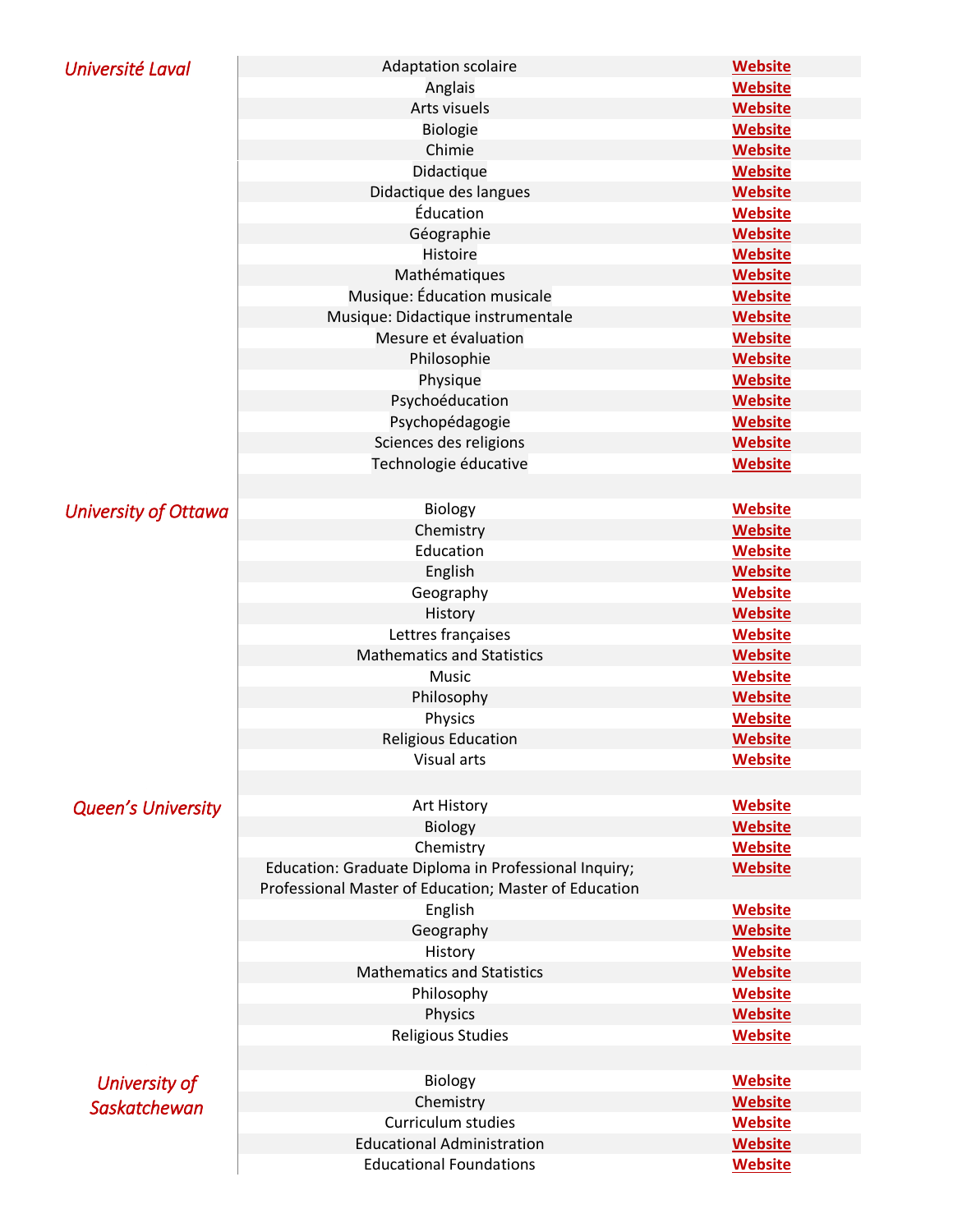| University | Program | Link |
| --- | --- | --- |
| *Université Laval* | Adaptation scolaire | Website |
| | Anglais | Website |
| | Arts visuels | Website |
| | Biologie | Website |
| | Chimie | Website |
| | Didactique | Website |
| | Didactique des langues | Website |
| | Éducation | Website |
| | Géographie | Website |
| | Histoire | Website |
| | Mathématiques | Website |
| | Musique: Éducation musicale | Website |
| | Musique: Didactique instrumentale | Website |
| | Mesure et évaluation | Website |
| | Philosophie | Website |
| | Physique | Website |
| | Psychoéducation | Website |
| | Psychopédagogie | Website |
| | Sciences des religions | Website |
| | Technologie éducative | Website |
| | | |
| *University of Ottawa* | Biology | Website |
| | Chemistry | Website |
| | Education | Website |
| | English | Website |
| | Geography | Website |
| | History | Website |
| | Lettres françaises | Website |
| | Mathematics and Statistics | Website |
| | Music | Website |
| | Philosophy | Website |
| | Physics | Website |
| | Religious Education | Website |
| | Visual arts | Website |
| | | |
| *Queen's University* | Art History | Website |
| | Biology | Website |
| | Chemistry | Website |
| | Education: Graduate Diploma in Professional Inquiry; Professional Master of Education; Master of Education | Website |
| | English | Website |
| | Geography | Website |
| | History | Website |
| | Mathematics and Statistics | Website |
| | Philosophy | Website |
| | Physics | Website |
| | Religious Studies | Website |
| | | |
| *University of Saskatchewan* | Biology | Website |
| | Chemistry | Website |
| | Curriculum studies | Website |
| | Educational Administration | Website |
| | Educational Foundations | Website |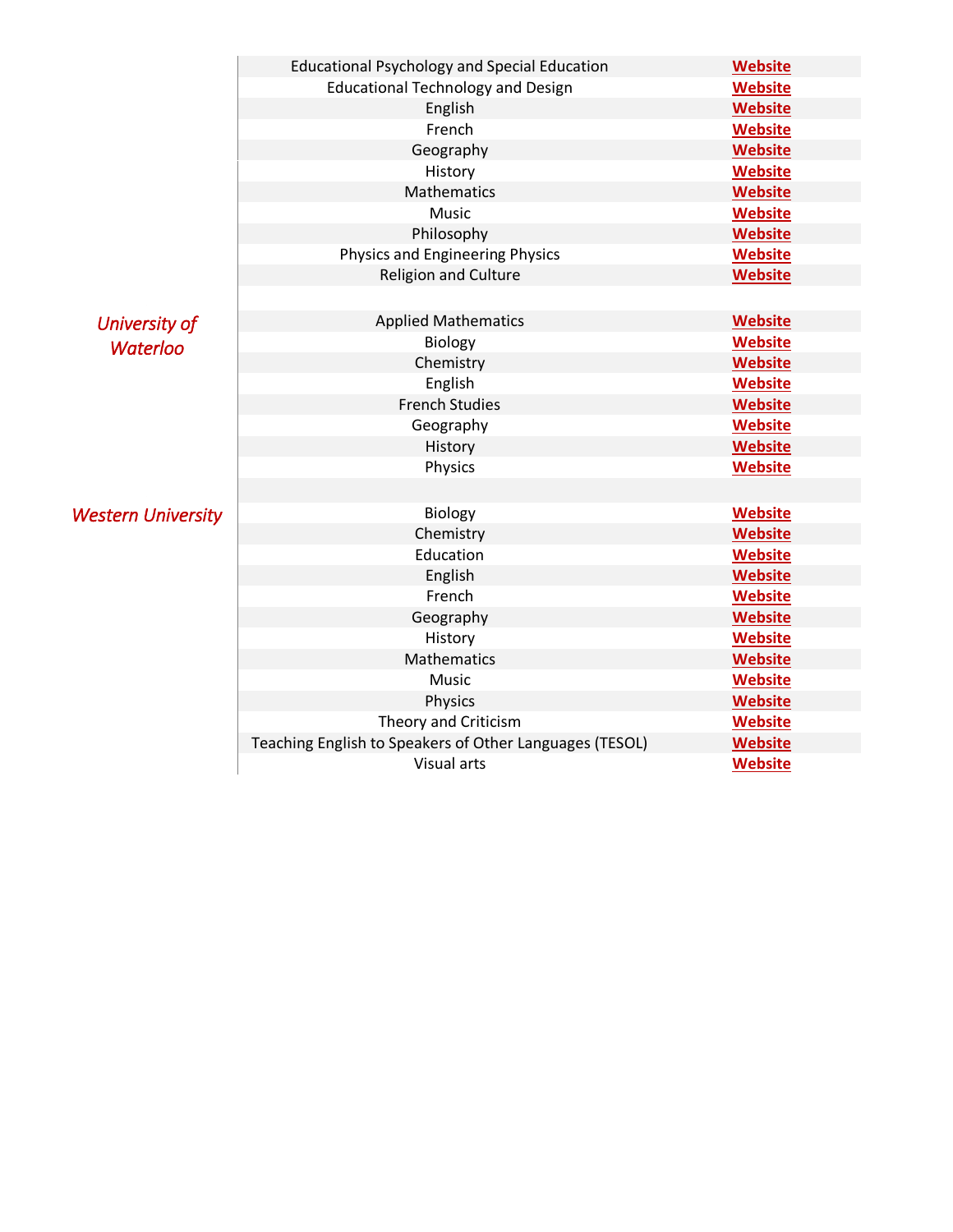| | | |
|---|---|---|
| | Educational Psychology and Special Education | Website |
| | Educational Technology and Design | Website |
| | English | Website |
| | French | Website |
| | Geography | Website |
| | History | Website |
| | Mathematics | Website |
| | Music | Website |
| | Philosophy | Website |
| | Physics and Engineering Physics | Website |
| | Religion and Culture | Website |
| | | |
| *University of Waterloo* | Applied Mathematics | Website |
| | Biology | Website |
| | Chemistry | Website |
| | English | Website |
| | French Studies | Website |
| | Geography | Website |
| | History | Website |
| | Physics | Website |
| | | |
| *Western University* | Biology | Website |
| | Chemistry | Website |
| | Education | Website |
| | English | Website |
| | French | Website |
| | Geography | Website |
| | History | Website |
| | Mathematics | Website |
| | Music | Website |
| | Physics | Website |
| | Theory and Criticism | Website |
| | Teaching English to Speakers of Other Languages (TESOL) | Website |
| | Visual arts | Website |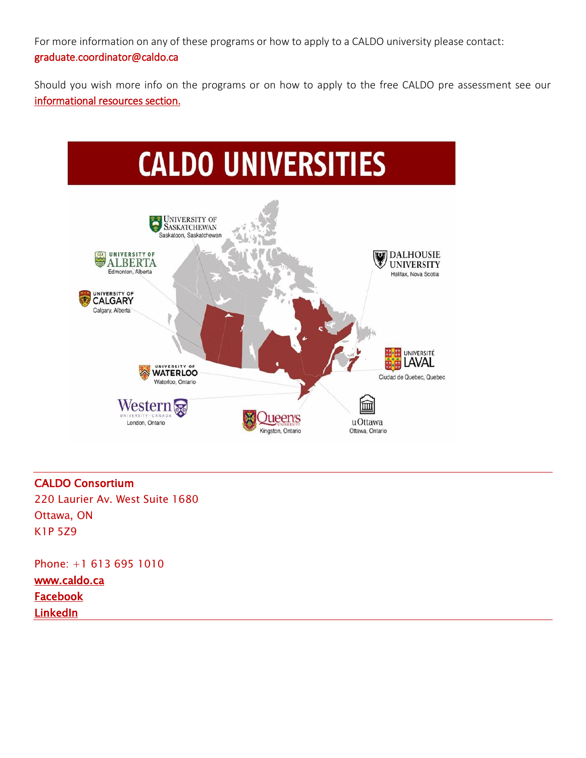For more information on any of these programs or how to apply to a CALDO university please contact: graduate.coordinator@caldo.ca

Should you wish more info on the programs or on how to apply to the free CALDO pre assessment see our informational resources section.

# CALDO UNIVERSITIES

University of Saskatchewan
Saskatoon, Saskatchewan

University of Alberta
Edmonton, Alberta

University of Calgary
Calgary, Alberta

University of Waterloo
Waterloo, Ontario

Western University Canada
London, Ontario

Queen's University
Kingston, Ontario

uOttawa
Ottawa, Ontario

Dalhousie University
Halifax, Nova Scotia

Université Laval
Ciudad de Quebec, Quebec

---

**CALDO Consortium**
220 Laurier Av. West Suite 1680
Ottawa, ON
K1P 5Z9

Phone: +1 613 695 1010
www.caldo.ca
Facebook
LinkedIn